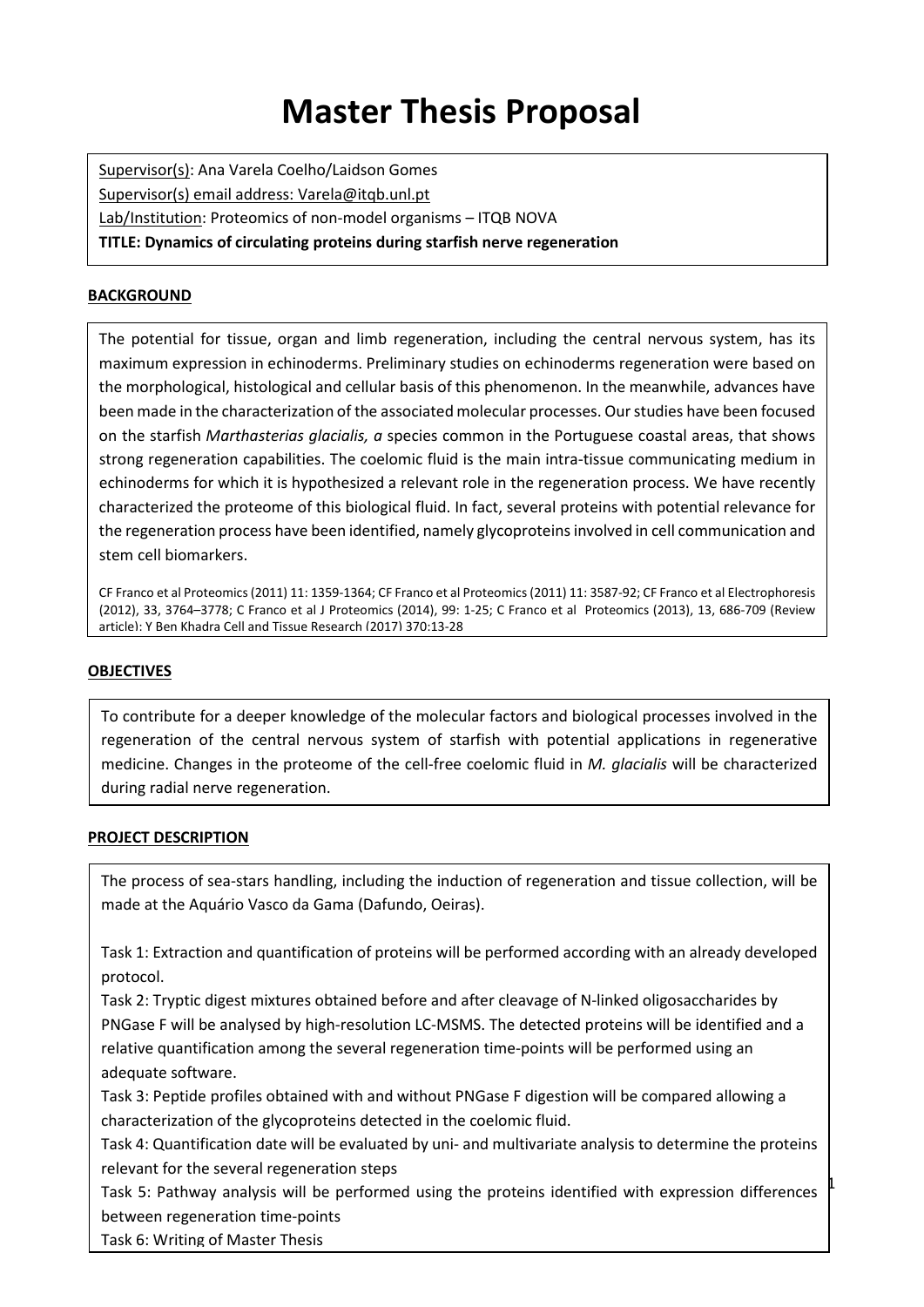# Master Thesis Proposal

Supervisor(s): Ana Varela Coelho/Laidson Gomes
Supervisor(s) email address: Varela@itqb.unl.pt
Lab/Institution: Proteomics of non-model organisms – ITQB NOVA
**TITLE: Dynamics of circulating proteins during starfish nerve regeneration**

## BACKGROUND

The potential for tissue, organ and limb regeneration, including the central nervous system, has its maximum expression in echinoderms. Preliminary studies on echinoderms regeneration were based on the morphological, histological and cellular basis of this phenomenon. In the meanwhile, advances have been made in the characterization of the associated molecular processes. Our studies have been focused on the starfish *Marthasterias glacialis, a* species common in the Portuguese coastal areas, that shows strong regeneration capabilities. The coelomic fluid is the main intra-tissue communicating medium in echinoderms for which it is hypothesized a relevant role in the regeneration process. We have recently characterized the proteome of this biological fluid. In fact, several proteins with potential relevance for the regeneration process have been identified, namely glycoproteins involved in cell communication and stem cell biomarkers.

CF Franco et al Proteomics (2011) 11: 1359-1364; CF Franco et al Proteomics (2011) 11: 3587-92; CF Franco et al Electrophoresis (2012), 33, 3764–3778; C Franco et al J Proteomics (2014), 99: 1-25; C Franco et al Proteomics (2013), 13, 686-709 (Review article); Y Ben Khadra Cell and Tissue Research (2017) 370:13-28

## OBJECTIVES

To contribute for a deeper knowledge of the molecular factors and biological processes involved in the regeneration of the central nervous system of starfish with potential applications in regenerative medicine. Changes in the proteome of the cell-free coelomic fluid in *M. glacialis* will be characterized during radial nerve regeneration.

## PROJECT DESCRIPTION

The process of sea-stars handling, including the induction of regeneration and tissue collection, will be made at the Aquário Vasco da Gama (Dafundo, Oeiras).

Task 1: Extraction and quantification of proteins will be performed according with an already developed protocol.
Task 2: Tryptic digest mixtures obtained before and after cleavage of N-linked oligosaccharides by PNGase F will be analysed by high-resolution LC-MSMS. The detected proteins will be identified and a relative quantification among the several regeneration time-points will be performed using an adequate software.
Task 3: Peptide profiles obtained with and without PNGase F digestion will be compared allowing a characterization of the glycoproteins detected in the coelomic fluid.
Task 4: Quantification date will be evaluated by uni- and multivariate analysis to determine the proteins relevant for the several regeneration steps
Task 5: Pathway analysis will be performed using the proteins identified with expression differences between regeneration time-points
Task 6: Writing of Master Thesis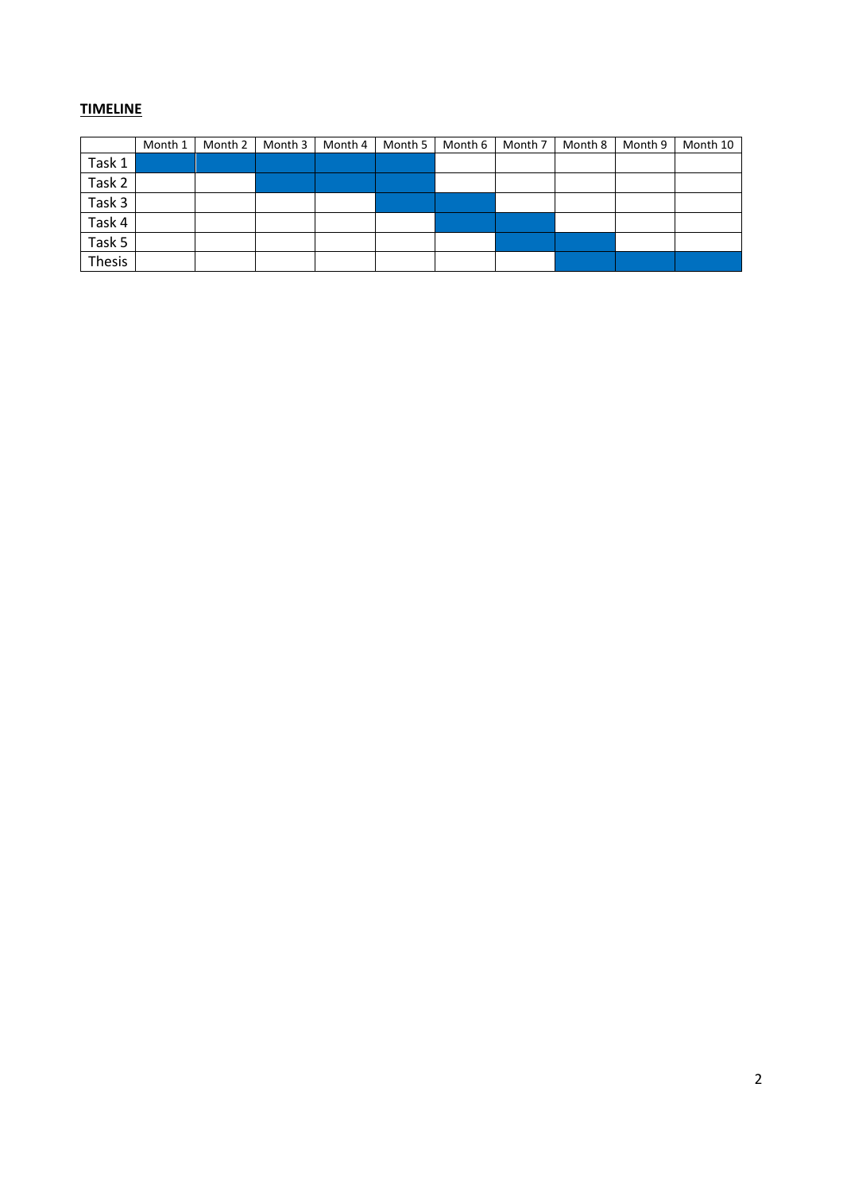**TIMELINE**

| | Month 1 | Month 2 | Month 3 | Month 4 | Month 5 | Month 6 | Month 7 | Month 8 | Month 9 | Month 10 |
|---|---|---|---|---|---|---|---|---|---|---|
| Task 1 | ■ | ■ | ■ | ■ | ■ | | | | | |
| Task 2 | | | ■ | ■ | ■ | | | | | |
| Task 3 | | | | | ■ | ■ | | | | |
| Task 4 | | | | | | ■ | ■ | | | |
| Task 5 | | | | | | | ■ | ■ | | |
| Thesis | | | | | | | | ■ | ■ | ■ |